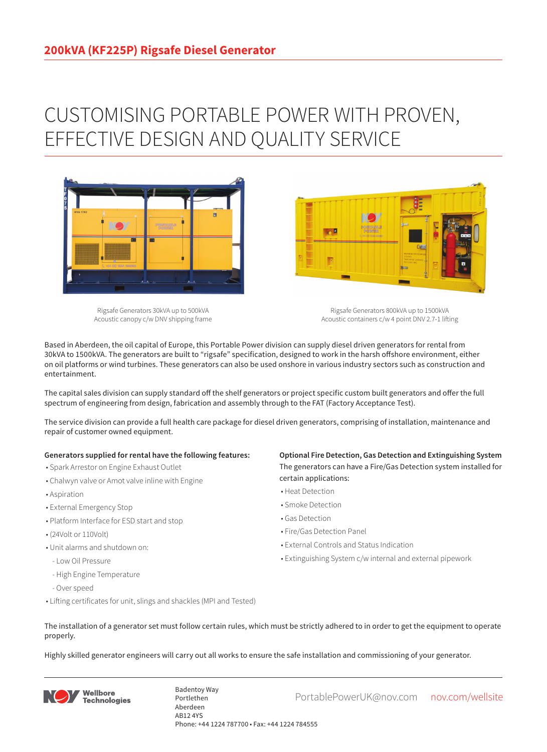# 200kVA (KF225P) Rigsafe Diesel Generator

## CUSTOMISING PORTABLE POWER WITH PROVEN, EFFECTIVE DESIGN AND QUALITY SERVICE

Rigsafe Generators 30kVA up to 500kVA
Acoustic canopy c/w DNV shipping frame

Rigsafe Generators 800kVA up to 1500kVA
Acoustic containers c/w 4 point DNV 2.7-1 lifting

Based in Aberdeen, the oil capital of Europe, this Portable Power division can supply diesel driven generators for rental from 30kVA to 1500kVA. The generators are built to “rigsafe” specification, designed to work in the harsh offshore environment, either on oil platforms or wind turbines. These generators can also be used onshore in various industry sectors such as construction and entertainment.

The capital sales division can supply standard off the shelf generators or project specific custom built generators and offer the full spectrum of engineering from design, fabrication and assembly through to the FAT (Factory Acceptance Test).

The service division can provide a full health care package for diesel driven generators, comprising of installation, maintenance and repair of customer owned equipment.

**Generators supplied for rental have the following features:**

- Spark Arrestor on Engine Exhaust Outlet
- Chalwyn valve or Amot valve inline with Engine
- Aspiration
- External Emergency Stop
- Platform Interface for ESD start and stop
- (24Volt or 110Volt)
- Unit alarms and shutdown on:
  - Low Oil Pressure
  - High Engine Temperature
  - Over speed
- Lifting certificates for unit, slings and shackles (MPI and Tested)

**Optional Fire Detection, Gas Detection and Extinguishing System**

The generators can have a Fire/Gas Detection system installed for certain applications:

- Heat Detection
- Smoke Detection
- Gas Detection
- Fire/Gas Detection Panel
- External Controls and Status Indication
- Extinguishing System c/w internal and external pipework

The installation of a generator set must follow certain rules, which must be strictly adhered to in order to get the equipment to operate properly.

Highly skilled generator engineers will carry out all works to ensure the safe installation and commissioning of your generator.

Wellbore Technologies

Badentoy Way
Portlethen
Aberdeen
AB12 4YS
Phone: +44 1224 787700 • Fax: +44 1224 784555

PortablePowerUK@nov.com nov.com/wellsite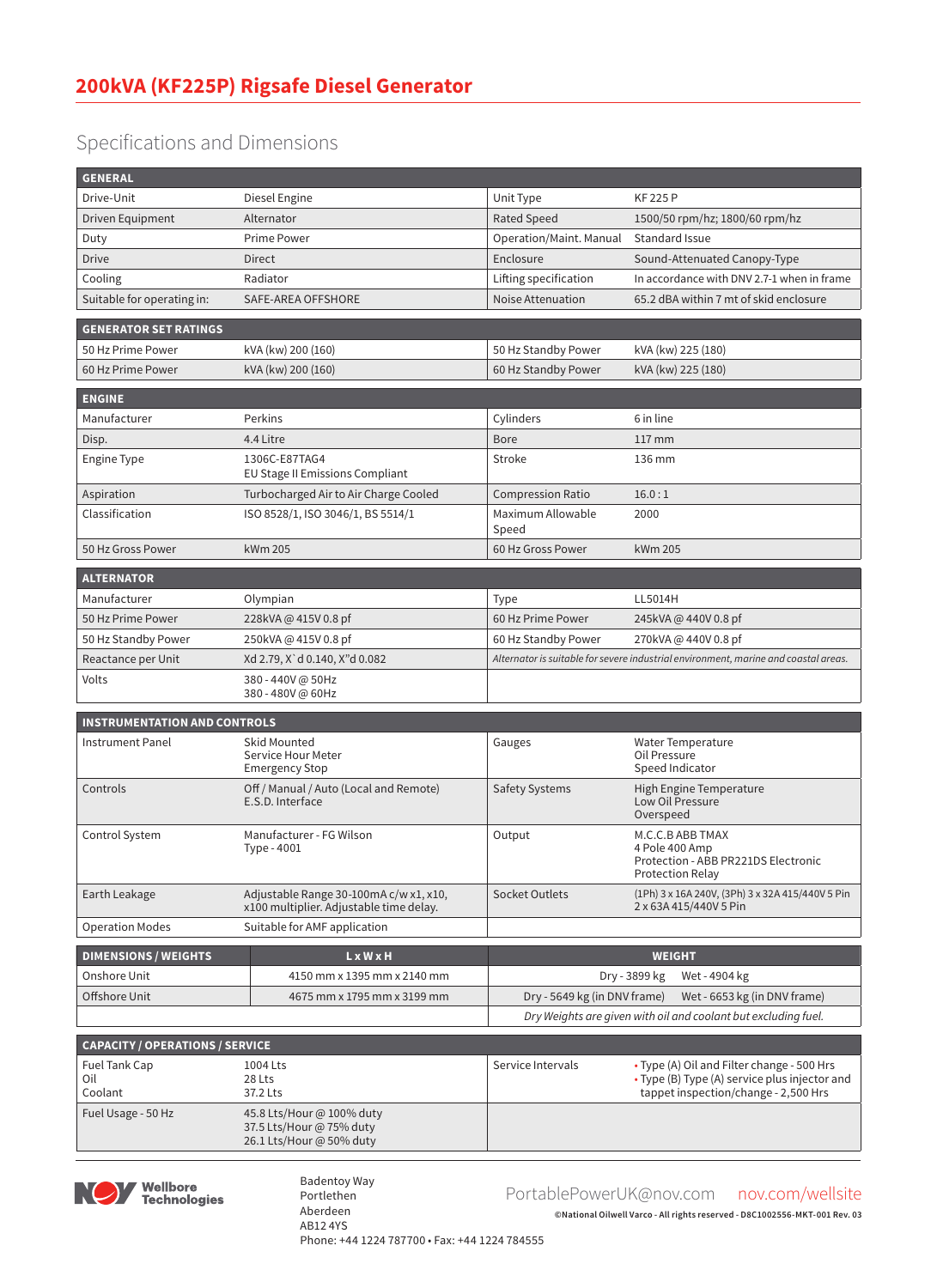# 200kVA (KF225P) Rigsafe Diesel Generator

## Specifications and Dimensions

| GENERAL | | | |
|---|---|---|---|
| Drive-Unit | Diesel Engine | Unit Type | KF 225 P |
| Driven Equipment | Alternator | Rated Speed | 1500/50 rpm/hz; 1800/60 rpm/hz |
| Duty | Prime Power | Operation/Maint. Manual | Standard Issue |
| Drive | Direct | Enclosure | Sound-Attenuated Canopy-Type |
| Cooling | Radiator | Lifting specification | In accordance with DNV 2.7-1 when in frame |
| Suitable for operating in: | SAFE-AREA OFFSHORE | Noise Attenuation | 65.2 dBA within 7 mt of skid enclosure |

| GENERATOR SET RATINGS | | | |
|---|---|---|---|
| 50 Hz Prime Power | kVA (kw) 200 (160) | 50 Hz Standby Power | kVA (kw) 225 (180) |
| 60 Hz Prime Power | kVA (kw) 200 (160) | 60 Hz Standby Power | kVA (kw) 225 (180) |

| ENGINE | | | |
|---|---|---|---|
| Manufacturer | Perkins | Cylinders | 6 in line |
| Disp. | 4.4 Litre | Bore | 117 mm |
| Engine Type | 1306C-E87TAG4<br>EU Stage II Emissions Compliant | Stroke | 136 mm |
| Aspiration | Turbocharged Air to Air Charge Cooled | Compression Ratio | 16.0 : 1 |
| Classification | ISO 8528/1, ISO 3046/1, BS 5514/1 | Maximum Allowable Speed | 2000 |
| 50 Hz Gross Power | kWm 205 | 60 Hz Gross Power | kWm 205 |

| ALTERNATOR | | | |
|---|---|---|---|
| Manufacturer | Olympian | Type | LL5014H |
| 50 Hz Prime Power | 228kVA @ 415V 0.8 pf | 60 Hz Prime Power | 245kVA @ 440V 0.8 pf |
| 50 Hz Standby Power | 250kVA @ 415V 0.8 pf | 60 Hz Standby Power | 270kVA @ 440V 0.8 pf |
| Reactance per Unit | Xd 2.79, X`d 0.140, X"d 0.082 | *Alternator is suitable for severe industrial environment, marine and coastal areas.* | |
| Volts | 380 - 440V @ 50Hz<br>380 - 480V @ 60Hz | | |

| INSTRUMENTATION AND CONTROLS | | | |
|---|---|---|---|
| Instrument Panel | Skid Mounted<br>Service Hour Meter<br>Emergency Stop | Gauges | Water Temperature<br>Oil Pressure<br>Speed Indicator |
| Controls | Off / Manual / Auto (Local and Remote)<br>E.S.D. Interface | Safety Systems | High Engine Temperature<br>Low Oil Pressure<br>Overspeed |
| Control System | Manufacturer - FG Wilson<br>Type - 4001 | Output | M.C.C.B ABB TMAX<br>4 Pole 400 Amp<br>Protection - ABB PR221DS Electronic Protection Relay |
| Earth Leakage | Adjustable Range 30-100mA c/w x1, x10, x100 multiplier. Adjustable time delay. | Socket Outlets | (1Ph) 3 x 16A 240V, (3Ph) 3 x 32A 415/440V 5 Pin<br>2 x 63A 415/440V 5 Pin |
| Operation Modes | Suitable for AMF application | | |

| DIMENSIONS / WEIGHTS | L x W x H | WEIGHT |
|---|---|---|
| Onshore Unit | 4150 mm x 1395 mm x 2140 mm | Dry - 3899 kg Wet - 4904 kg |
| Offshore Unit | 4675 mm x 1795 mm x 3199 mm | Dry - 5649 kg (in DNV frame) Wet - 6653 kg (in DNV frame) |
| | | *Dry Weights are given with oil and coolant but excluding fuel.* |

| CAPACITY / OPERATIONS / SERVICE | | | |
|---|---|---|---|
| Fuel Tank Cap<br>Oil<br>Coolant | 1004 Lts<br>28 Lts<br>37.2 Lts | Service Intervals | • Type (A) Oil and Filter change - 500 Hrs<br>• Type (B) Type (A) service plus injector and tappet inspection/change - 2,500 Hrs |
| Fuel Usage - 50 Hz | 45.8 Lts/Hour @ 100% duty<br>37.5 Lts/Hour @ 75% duty<br>26.1 Lts/Hour @ 50% duty | | |

NOV Wellbore Technologies

Badentoy Way
Portlethen
Aberdeen
AB12 4YS
Phone: +44 1224 787700 • Fax: +44 1224 784555

PortablePowerUK@nov.com nov.com/wellsite

©National Oilwell Varco - All rights reserved - D8C1002556-MKT-001 Rev. 03